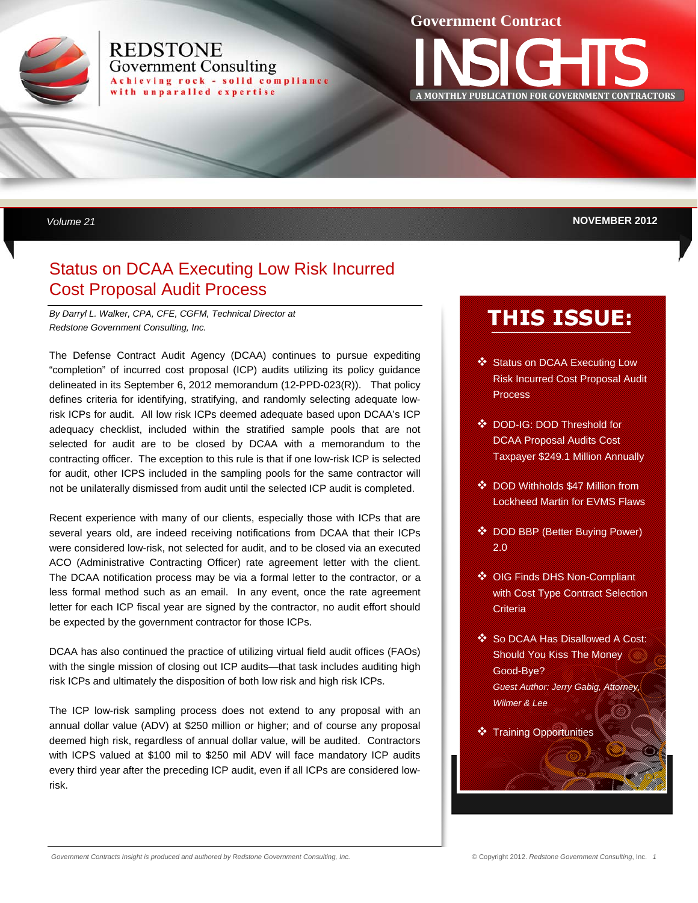# REDSTONE Government Consulting

Achieving rock - solid compliance with unparalled expertise

# Government Contract INSIGHTS

A MONTHLY PUBLICATION FOR GOVERNMENT CONTRACTORS

Volume 21 NOVEMBER 2012

## Status on DCAA Executing Low Risk Incurred Cost Proposal Audit Process

*By Darryl L. Walker, CPA, CFE, CGFM, Technical Director at Redstone Government Consulting, Inc.*

The Defense Contract Audit Agency (DCAA) continues to pursue expediting "completion" of incurred cost proposal (ICP) audits utilizing its policy guidance delineated in its September 6, 2012 memorandum (12-PPD-023(R)). That policy defines criteria for identifying, stratifying, and randomly selecting adequate low-risk ICPs for audit. All low risk ICPs deemed adequate based upon DCAA's ICP adequacy checklist, included within the stratified sample pools that are not selected for audit are to be closed by DCAA with a memorandum to the contracting officer. The exception to this rule is that if one low-risk ICP is selected for audit, other ICPS included in the sampling pools for the same contractor will not be unilaterally dismissed from audit until the selected ICP audit is completed.

Recent experience with many of our clients, especially those with ICPs that are several years old, are indeed receiving notifications from DCAA that their ICPs were considered low-risk, not selected for audit, and to be closed via an executed ACO (Administrative Contracting Officer) rate agreement letter with the client. The DCAA notification process may be via a formal letter to the contractor, or a less formal method such as an email. In any event, once the rate agreement letter for each ICP fiscal year are signed by the contractor, no audit effort should be expected by the government contractor for those ICPs.

DCAA has also continued the practice of utilizing virtual field audit offices (FAOs) with the single mission of closing out ICP audits—that task includes auditing high risk ICPs and ultimately the disposition of both low risk and high risk ICPs.

The ICP low-risk sampling process does not extend to any proposal with an annual dollar value (ADV) at $250 million or higher; and of course any proposal deemed high risk, regardless of annual dollar value, will be audited. Contractors with ICPS valued at $100 mil to $250 mil ADV will face mandatory ICP audits every third year after the preceding ICP audit, even if all ICPs are considered low-risk.

## THIS ISSUE:

- Status on DCAA Executing Low Risk Incurred Cost Proposal Audit Process
- DOD-IG: DOD Threshold for DCAA Proposal Audits Cost Taxpayer $249.1 Million Annually
- DOD Withholds $47 Million from Lockheed Martin for EVMS Flaws
- DOD BBP (Better Buying Power) 2.0
- OIG Finds DHS Non-Compliant with Cost Type Contract Selection Criteria
- So DCAA Has Disallowed A Cost: Should You Kiss The Money Good-Bye?
  *Guest Author: Jerry Gabig, Attorney, Wilmer & Lee*
- Training Opportunities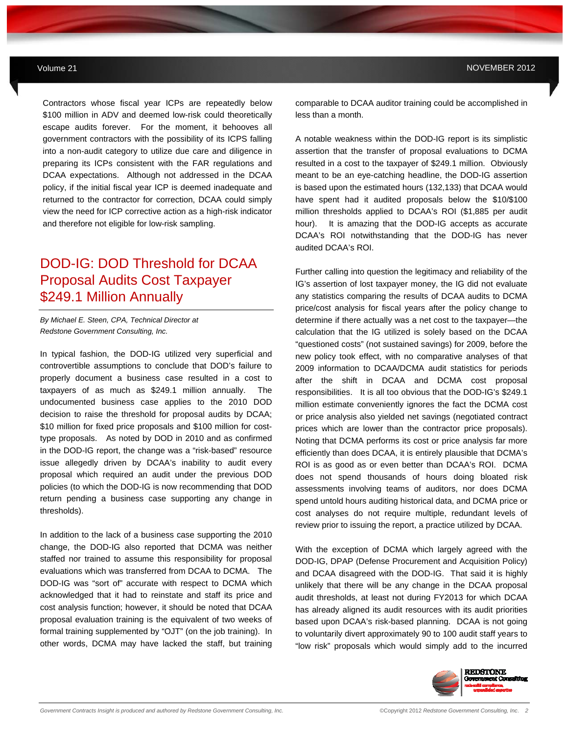Contractors whose fiscal year ICPs are repeatedly below $100 million in ADV and deemed low-risk could theoretically escape audits forever. For the moment, it behooves all government contractors with the possibility of its ICPS falling into a non-audit category to utilize due care and diligence in preparing its ICPs consistent with the FAR regulations and DCAA expectations. Although not addressed in the DCAA policy, if the initial fiscal year ICP is deemed inadequate and returned to the contractor for correction, DCAA could simply view the need for ICP corrective action as a high-risk indicator and therefore not eligible for low-risk sampling.

## DOD-IG: DOD Threshold for DCAA Proposal Audits Cost Taxpayer $249.1 Million Annually

*By Michael E. Steen, CPA, Technical Director at Redstone Government Consulting, Inc.*

In typical fashion, the DOD-IG utilized very superficial and controvertible assumptions to conclude that DOD's failure to properly document a business case resulted in a cost to taxpayers of as much as $249.1 million annually. The undocumented business case applies to the 2010 DOD decision to raise the threshold for proposal audits by DCAA; $10 million for fixed price proposals and $100 million for cost-type proposals. As noted by DOD in 2010 and as confirmed in the DOD-IG report, the change was a "risk-based" resource issue allegedly driven by DCAA's inability to audit every proposal which required an audit under the previous DOD policies (to which the DOD-IG is now recommending that DOD return pending a business case supporting any change in thresholds).

In addition to the lack of a business case supporting the 2010 change, the DOD-IG also reported that DCMA was neither staffed nor trained to assume this responsibility for proposal evaluations which was transferred from DCAA to DCMA. The DOD-IG was "sort of" accurate with respect to DCMA which acknowledged that it had to reinstate and staff its price and cost analysis function; however, it should be noted that DCAA proposal evaluation training is the equivalent of two weeks of formal training supplemented by "OJT" (on the job training). In other words, DCMA may have lacked the staff, but training comparable to DCAA auditor training could be accomplished in less than a month.

A notable weakness within the DOD-IG report is its simplistic assertion that the transfer of proposal evaluations to DCMA resulted in a cost to the taxpayer of $249.1 million. Obviously meant to be an eye-catching headline, the DOD-IG assertion is based upon the estimated hours (132,133) that DCAA would have spent had it audited proposals below the $10/$100 million thresholds applied to DCAA's ROI ($1,885 per audit hour). It is amazing that the DOD-IG accepts as accurate DCAA's ROI notwithstanding that the DOD-IG has never audited DCAA's ROI.

Further calling into question the legitimacy and reliability of the IG's assertion of lost taxpayer money, the IG did not evaluate any statistics comparing the results of DCAA audits to DCMA price/cost analysis for fiscal years after the policy change to determine if there actually was a net cost to the taxpayer—the calculation that the IG utilized is solely based on the DCAA "questioned costs" (not sustained savings) for 2009, before the new policy took effect, with no comparative analyses of that 2009 information to DCAA/DCMA audit statistics for periods after the shift in DCAA and DCMA cost proposal responsibilities. It is all too obvious that the DOD-IG's $249.1 million estimate conveniently ignores the fact the DCMA cost or price analysis also yielded net savings (negotiated contract prices which are lower than the contractor price proposals). Noting that DCMA performs its cost or price analysis far more efficiently than does DCAA, it is entirely plausible that DCMA's ROI is as good as or even better than DCAA's ROI. DCMA does not spend thousands of hours doing bloated risk assessments involving teams of auditors, nor does DCMA spend untold hours auditing historical data, and DCMA price or cost analyses do not require multiple, redundant levels of review prior to issuing the report, a practice utilized by DCAA.

With the exception of DCMA which largely agreed with the DOD-IG, DPAP (Defense Procurement and Acquisition Policy) and DCAA disagreed with the DOD-IG. That said it is highly unlikely that there will be any change in the DCAA proposal audit thresholds, at least not during FY2013 for which DCAA has already aligned its audit resources with its audit priorities based upon DCAA's risk-based planning. DCAA is not going to voluntarily divert approximately 90 to 100 audit staff years to "low risk" proposals which would simply add to the incurred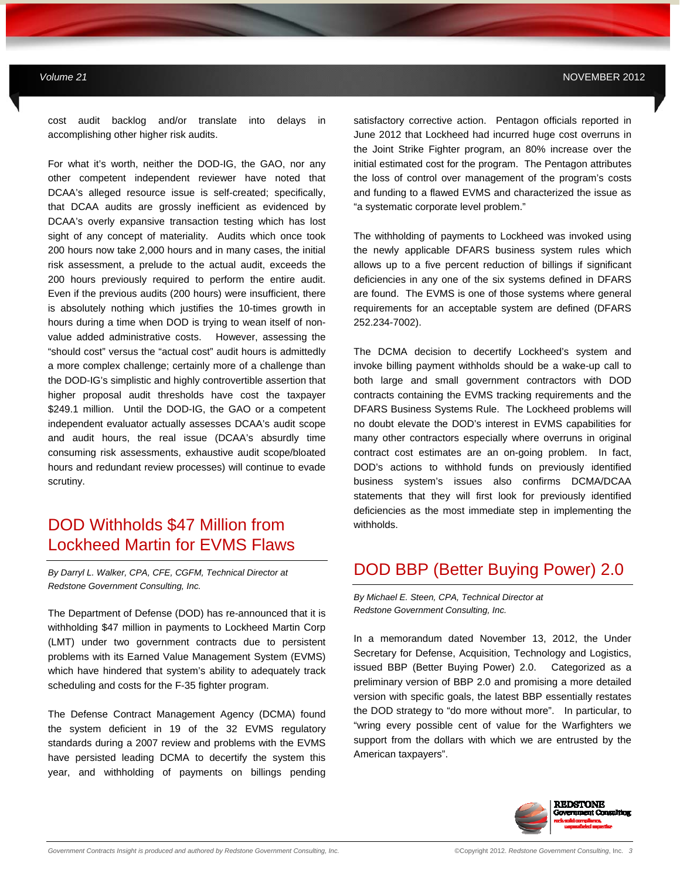cost audit backlog and/or translate into delays in accomplishing other higher risk audits.

For what it's worth, neither the DOD-IG, the GAO, nor any other competent independent reviewer have noted that DCAA's alleged resource issue is self-created; specifically, that DCAA audits are grossly inefficient as evidenced by DCAA's overly expansive transaction testing which has lost sight of any concept of materiality. Audits which once took 200 hours now take 2,000 hours and in many cases, the initial risk assessment, a prelude to the actual audit, exceeds the 200 hours previously required to perform the entire audit. Even if the previous audits (200 hours) were insufficient, there is absolutely nothing which justifies the 10-times growth in hours during a time when DOD is trying to wean itself of non-value added administrative costs. However, assessing the "should cost" versus the "actual cost" audit hours is admittedly a more complex challenge; certainly more of a challenge than the DOD-IG's simplistic and highly controvertible assertion that higher proposal audit thresholds have cost the taxpayer $249.1 million. Until the DOD-IG, the GAO or a competent independent evaluator actually assesses DCAA's audit scope and audit hours, the real issue (DCAA's absurdly time consuming risk assessments, exhaustive audit scope/bloated hours and redundant review processes) will continue to evade scrutiny.

## DOD Withholds $47 Million from Lockheed Martin for EVMS Flaws

*By Darryl L. Walker, CPA, CFE, CGFM, Technical Director at Redstone Government Consulting, Inc.*

The Department of Defense (DOD) has re-announced that it is withholding $47 million in payments to Lockheed Martin Corp (LMT) under two government contracts due to persistent problems with its Earned Value Management System (EVMS) which have hindered that system's ability to adequately track scheduling and costs for the F-35 fighter program.

The Defense Contract Management Agency (DCMA) found the system deficient in 19 of the 32 EVMS regulatory standards during a 2007 review and problems with the EVMS have persisted leading DCMA to decertify the system this year, and withholding of payments on billings pending satisfactory corrective action. Pentagon officials reported in June 2012 that Lockheed had incurred huge cost overruns in the Joint Strike Fighter program, an 80% increase over the initial estimated cost for the program. The Pentagon attributes the loss of control over management of the program's costs and funding to a flawed EVMS and characterized the issue as "a systematic corporate level problem."

The withholding of payments to Lockheed was invoked using the newly applicable DFARS business system rules which allows up to a five percent reduction of billings if significant deficiencies in any one of the six systems defined in DFARS are found. The EVMS is one of those systems where general requirements for an acceptable system are defined (DFARS 252.234-7002).

The DCMA decision to decertify Lockheed's system and invoke billing payment withholds should be a wake-up call to both large and small government contractors with DOD contracts containing the EVMS tracking requirements and the DFARS Business Systems Rule. The Lockheed problems will no doubt elevate the DOD's interest in EVMS capabilities for many other contractors especially where overruns in original contract cost estimates are an on-going problem. In fact, DOD's actions to withhold funds on previously identified business system's issues also confirms DCMA/DCAA statements that they will first look for previously identified deficiencies as the most immediate step in implementing the withholds.

## DOD BBP (Better Buying Power) 2.0

*By Michael E. Steen, CPA, Technical Director at Redstone Government Consulting, Inc.*

In a memorandum dated November 13, 2012, the Under Secretary for Defense, Acquisition, Technology and Logistics, issued BBP (Better Buying Power) 2.0. Categorized as a preliminary version of BBP 2.0 and promising a more detailed version with specific goals, the latest BBP essentially restates the DOD strategy to "do more without more". In particular, to "wring every possible cent of value for the Warfighters we support from the dollars with which we are entrusted by the American taxpayers".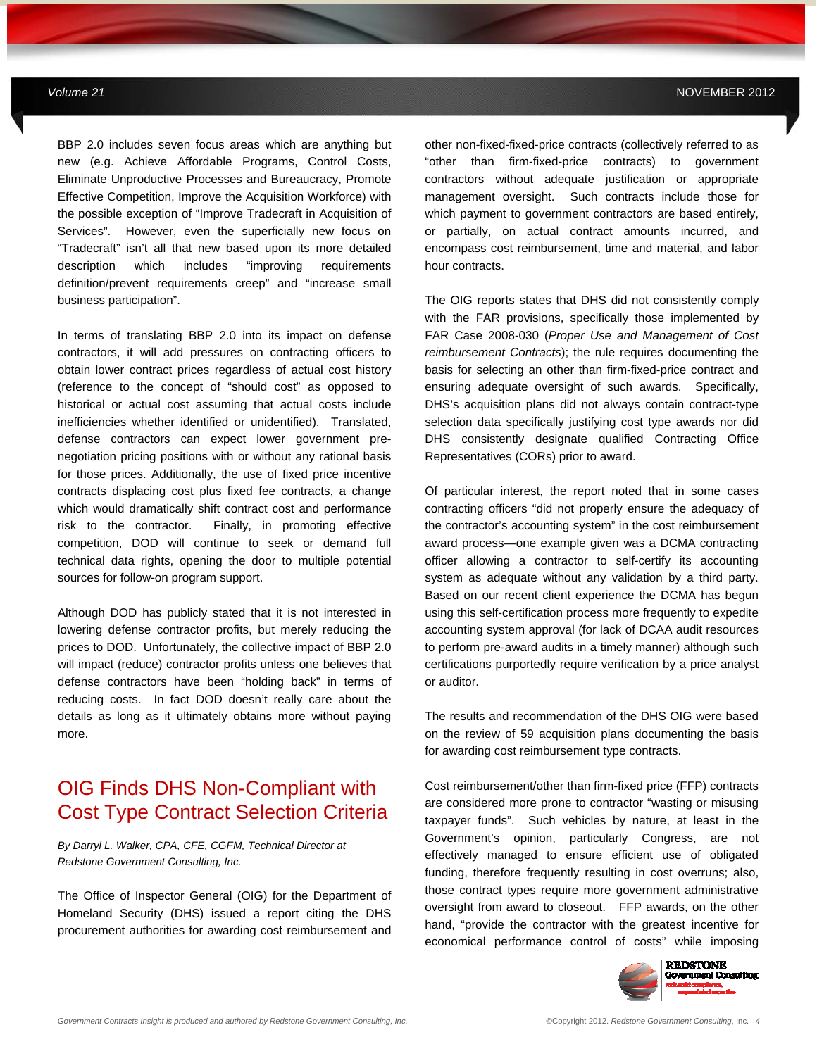BBP 2.0 includes seven focus areas which are anything but new (e.g. Achieve Affordable Programs, Control Costs, Eliminate Unproductive Processes and Bureaucracy, Promote Effective Competition, Improve the Acquisition Workforce) with the possible exception of "Improve Tradecraft in Acquisition of Services". However, even the superficially new focus on "Tradecraft" isn't all that new based upon its more detailed description which includes "improving requirements definition/prevent requirements creep" and "increase small business participation".

In terms of translating BBP 2.0 into its impact on defense contractors, it will add pressures on contracting officers to obtain lower contract prices regardless of actual cost history (reference to the concept of "should cost" as opposed to historical or actual cost assuming that actual costs include inefficiencies whether identified or unidentified). Translated, defense contractors can expect lower government pre-negotiation pricing positions with or without any rational basis for those prices. Additionally, the use of fixed price incentive contracts displacing cost plus fixed fee contracts, a change which would dramatically shift contract cost and performance risk to the contractor. Finally, in promoting effective competition, DOD will continue to seek or demand full technical data rights, opening the door to multiple potential sources for follow-on program support.

Although DOD has publicly stated that it is not interested in lowering defense contractor profits, but merely reducing the prices to DOD. Unfortunately, the collective impact of BBP 2.0 will impact (reduce) contractor profits unless one believes that defense contractors have been "holding back" in terms of reducing costs. In fact DOD doesn't really care about the details as long as it ultimately obtains more without paying more.

## OIG Finds DHS Non-Compliant with Cost Type Contract Selection Criteria

*By Darryl L. Walker, CPA, CFE, CGFM, Technical Director at Redstone Government Consulting, Inc.*

The Office of Inspector General (OIG) for the Department of Homeland Security (DHS) issued a report citing the DHS procurement authorities for awarding cost reimbursement and other non-fixed-fixed-price contracts (collectively referred to as "other than firm-fixed-price contracts) to government contractors without adequate justification or appropriate management oversight. Such contracts include those for which payment to government contractors are based entirely, or partially, on actual contract amounts incurred, and encompass cost reimbursement, time and material, and labor hour contracts.

The OIG reports states that DHS did not consistently comply with the FAR provisions, specifically those implemented by FAR Case 2008-030 (*Proper Use and Management of Cost reimbursement Contracts*); the rule requires documenting the basis for selecting an other than firm-fixed-price contract and ensuring adequate oversight of such awards. Specifically, DHS's acquisition plans did not always contain contract-type selection data specifically justifying cost type awards nor did DHS consistently designate qualified Contracting Office Representatives (CORs) prior to award.

Of particular interest, the report noted that in some cases contracting officers "did not properly ensure the adequacy of the contractor's accounting system" in the cost reimbursement award process—one example given was a DCMA contracting officer allowing a contractor to self-certify its accounting system as adequate without any validation by a third party. Based on our recent client experience the DCMA has begun using this self-certification process more frequently to expedite accounting system approval (for lack of DCAA audit resources to perform pre-award audits in a timely manner) although such certifications purportedly require verification by a price analyst or auditor.

The results and recommendation of the DHS OIG were based on the review of 59 acquisition plans documenting the basis for awarding cost reimbursement type contracts.

Cost reimbursement/other than firm-fixed price (FFP) contracts are considered more prone to contractor "wasting or misusing taxpayer funds". Such vehicles by nature, at least in the Government's opinion, particularly Congress, are not effectively managed to ensure efficient use of obligated funding, therefore frequently resulting in cost overruns; also, those contract types require more government administrative oversight from award to closeout. FFP awards, on the other hand, "provide the contractor with the greatest incentive for economical performance control of costs" while imposing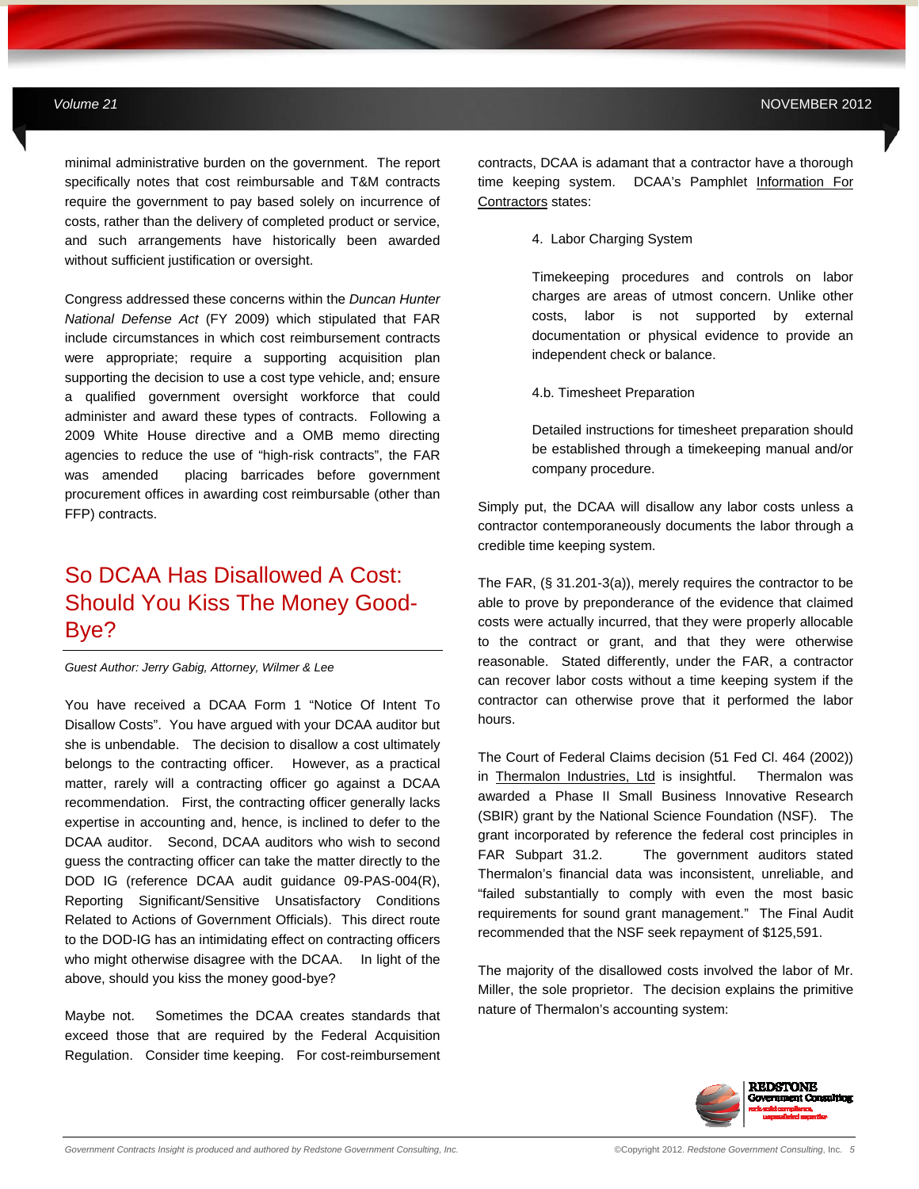minimal administrative burden on the government. The report specifically notes that cost reimbursable and T&M contracts require the government to pay based solely on incurrence of costs, rather than the delivery of completed product or service, and such arrangements have historically been awarded without sufficient justification or oversight.

Congress addressed these concerns within the *Duncan Hunter National Defense Act* (FY 2009) which stipulated that FAR include circumstances in which cost reimbursement contracts were appropriate; require a supporting acquisition plan supporting the decision to use a cost type vehicle, and; ensure a qualified government oversight workforce that could administer and award these types of contracts. Following a 2009 White House directive and a OMB memo directing agencies to reduce the use of "high-risk contracts", the FAR was amended placing barricades before government procurement offices in awarding cost reimbursable (other than FFP) contracts.

## So DCAA Has Disallowed A Cost: Should You Kiss The Money Good-Bye?

*Guest Author: Jerry Gabig, Attorney, Wilmer & Lee*

You have received a DCAA Form 1 "Notice Of Intent To Disallow Costs". You have argued with your DCAA auditor but she is unbendable. The decision to disallow a cost ultimately belongs to the contracting officer. However, as a practical matter, rarely will a contracting officer go against a DCAA recommendation. First, the contracting officer generally lacks expertise in accounting and, hence, is inclined to defer to the DCAA auditor. Second, DCAA auditors who wish to second guess the contracting officer can take the matter directly to the DOD IG (reference DCAA audit guidance 09-PAS-004(R), Reporting Significant/Sensitive Unsatisfactory Conditions Related to Actions of Government Officials). This direct route to the DOD-IG has an intimidating effect on contracting officers who might otherwise disagree with the DCAA. In light of the above, should you kiss the money good-bye?

Maybe not. Sometimes the DCAA creates standards that exceed those that are required by the Federal Acquisition Regulation. Consider time keeping. For cost-reimbursement contracts, DCAA is adamant that a contractor have a thorough time keeping system. DCAA's Pamphlet Information For Contractors states:

> 4. Labor Charging System
>
> Timekeeping procedures and controls on labor charges are areas of utmost concern. Unlike other costs, labor is not supported by external documentation or physical evidence to provide an independent check or balance.
>
> 4.b. Timesheet Preparation
>
> Detailed instructions for timesheet preparation should be established through a timekeeping manual and/or company procedure.

Simply put, the DCAA will disallow any labor costs unless a contractor contemporaneously documents the labor through a credible time keeping system.

The FAR, (§ 31.201-3(a)), merely requires the contractor to be able to prove by preponderance of the evidence that claimed costs were actually incurred, that they were properly allocable to the contract or grant, and that they were otherwise reasonable. Stated differently, under the FAR, a contractor can recover labor costs without a time keeping system if the contractor can otherwise prove that it performed the labor hours.

The Court of Federal Claims decision (51 Fed Cl. 464 (2002)) in Thermalon Industries, Ltd is insightful. Thermalon was awarded a Phase II Small Business Innovative Research (SBIR) grant by the National Science Foundation (NSF). The grant incorporated by reference the federal cost principles in FAR Subpart 31.2. The government auditors stated Thermalon's financial data was inconsistent, unreliable, and "failed substantially to comply with even the most basic requirements for sound grant management." The Final Audit recommended that the NSF seek repayment of $125,591.

The majority of the disallowed costs involved the labor of Mr. Miller, the sole proprietor. The decision explains the primitive nature of Thermalon's accounting system: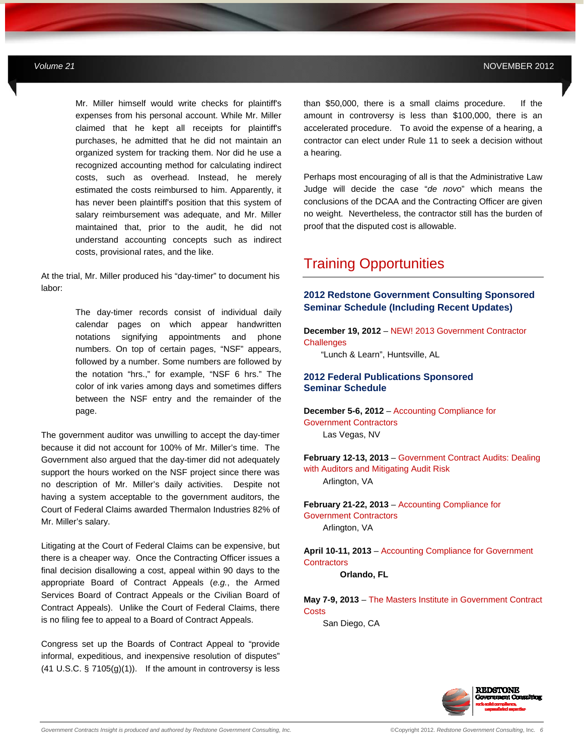> Mr. Miller himself would write checks for plaintiff's expenses from his personal account. While Mr. Miller claimed that he kept all receipts for plaintiff's purchases, he admitted that he did not maintain an organized system for tracking them. Nor did he use a recognized accounting method for calculating indirect costs, such as overhead. Instead, he merely estimated the costs reimbursed to him. Apparently, it has never been plaintiff's position that this system of salary reimbursement was adequate, and Mr. Miller maintained that, prior to the audit, he did not understand accounting concepts such as indirect costs, provisional rates, and the like.

At the trial, Mr. Miller produced his "day-timer" to document his labor:

> The day-timer records consist of individual daily calendar pages on which appear handwritten notations signifying appointments and phone numbers. On top of certain pages, "NSF" appears, followed by a number. Some numbers are followed by the notation "hrs.," for example, "NSF 6 hrs." The color of ink varies among days and sometimes differs between the NSF entry and the remainder of the page.

The government auditor was unwilling to accept the day-timer because it did not account for 100% of Mr. Miller's time. The Government also argued that the day-timer did not adequately support the hours worked on the NSF project since there was no description of Mr. Miller's daily activities. Despite not having a system acceptable to the government auditors, the Court of Federal Claims awarded Thermalon Industries 82% of Mr. Miller's salary.

Litigating at the Court of Federal Claims can be expensive, but there is a cheaper way. Once the Contracting Officer issues a final decision disallowing a cost, appeal within 90 days to the appropriate Board of Contract Appeals (*e.g.*, the Armed Services Board of Contract Appeals or the Civilian Board of Contract Appeals). Unlike the Court of Federal Claims, there is no filing fee to appeal to a Board of Contract Appeals.

Congress set up the Boards of Contract Appeal to "provide informal, expeditious, and inexpensive resolution of disputes" (41 U.S.C. § 7105(g)(1)). If the amount in controversy is less than $50,000, there is a small claims procedure. If the amount in controversy is less than $100,000, there is an accelerated procedure. To avoid the expense of a hearing, a contractor can elect under Rule 11 to seek a decision without a hearing.

Perhaps most encouraging of all is that the Administrative Law Judge will decide the case "*de novo*" which means the conclusions of the DCAA and the Contracting Officer are given no weight. Nevertheless, the contractor still has the burden of proof that the disputed cost is allowable.

# Training Opportunities

### 2012 Redstone Government Consulting Sponsored Seminar Schedule (Including Recent Updates)

**December 19, 2012** – NEW! 2013 Government Contractor Challenges
"Lunch & Learn", Huntsville, AL

### 2012 Federal Publications Sponsored Seminar Schedule

**December 5-6, 2012** – Accounting Compliance for Government Contractors
Las Vegas, NV

**February 12-13, 2013** – Government Contract Audits: Dealing with Auditors and Mitigating Audit Risk
Arlington, VA

**February 21-22, 2013** – Accounting Compliance for Government Contractors
Arlington, VA

**April 10-11, 2013** – Accounting Compliance for Government Contractors
**Orlando, FL**

**May 7-9, 2013** – The Masters Institute in Government Contract Costs
San Diego, CA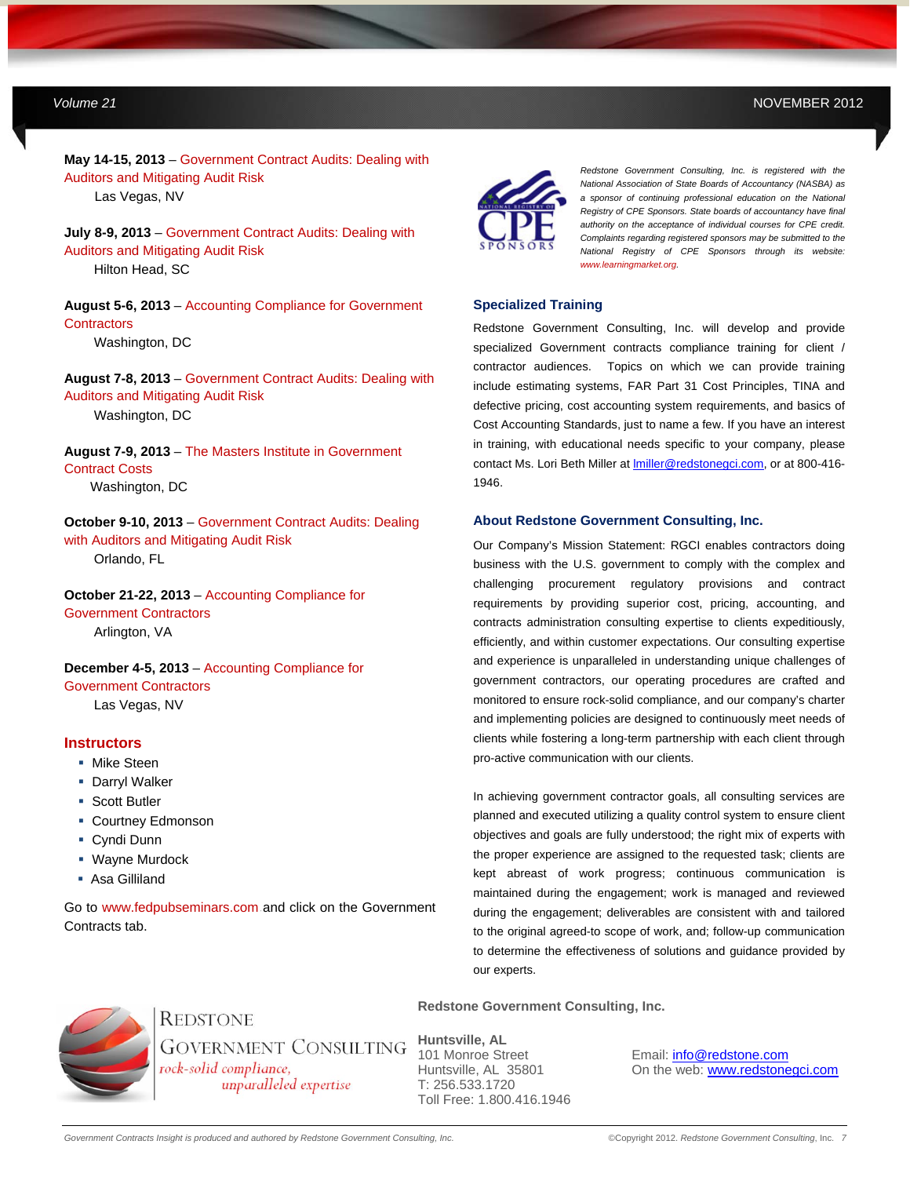**May 14-15, 2013** – Government Contract Audits: Dealing with Auditors and Mitigating Audit Risk
Las Vegas, NV

**July 8-9, 2013** – Government Contract Audits: Dealing with Auditors and Mitigating Audit Risk
Hilton Head, SC

**August 5-6, 2013** – Accounting Compliance for Government Contractors
Washington, DC

**August 7-8, 2013** – Government Contract Audits: Dealing with Auditors and Mitigating Audit Risk
Washington, DC

**August 7-9, 2013** – The Masters Institute in Government Contract Costs
Washington, DC

**October 9-10, 2013** – Government Contract Audits: Dealing with Auditors and Mitigating Audit Risk
Orlando, FL

**October 21-22, 2013** – Accounting Compliance for Government Contractors
Arlington, VA

**December 4-5, 2013** – Accounting Compliance for Government Contractors
Las Vegas, NV

## Instructors

- Mike Steen
- Darryl Walker
- Scott Butler
- Courtney Edmonson
- Cyndi Dunn
- Wayne Murdock
- Asa Gilliland

Go to www.fedpubseminars.com and click on the Government Contracts tab.

*Redstone Government Consulting, Inc. is registered with the National Association of State Boards of Accountancy (NASBA) as a sponsor of continuing professional education on the National Registry of CPE Sponsors. State boards of accountancy have final authority on the acceptance of individual courses for CPE credit. Complaints regarding registered sponsors may be submitted to the National Registry of CPE Sponsors through its website: www.learningmarket.org.*

## Specialized Training

Redstone Government Consulting, Inc. will develop and provide specialized Government contracts compliance training for client / contractor audiences. Topics on which we can provide training include estimating systems, FAR Part 31 Cost Principles, TINA and defective pricing, cost accounting system requirements, and basics of Cost Accounting Standards, just to name a few. If you have an interest in training, with educational needs specific to your company, please contact Ms. Lori Beth Miller at lmiller@redstonegci.com, or at 800-416-1946.

## About Redstone Government Consulting, Inc.

Our Company's Mission Statement: RGCI enables contractors doing business with the U.S. government to comply with the complex and challenging procurement regulatory provisions and contract requirements by providing superior cost, pricing, accounting, and contracts administration consulting expertise to clients expeditiously, efficiently, and within customer expectations. Our consulting expertise and experience is unparalleled in understanding unique challenges of government contractors, our operating procedures are crafted and monitored to ensure rock-solid compliance, and our company's charter and implementing policies are designed to continuously meet needs of clients while fostering a long-term partnership with each client through pro-active communication with our clients.

In achieving government contractor goals, all consulting services are planned and executed utilizing a quality control system to ensure client objectives and goals are fully understood; the right mix of experts with the proper experience are assigned to the requested task; clients are kept abreast of work progress; continuous communication is maintained during the engagement; work is managed and reviewed during the engagement; deliverables are consistent with and tailored to the original agreed-to scope of work, and; follow-up communication to determine the effectiveness of solutions and guidance provided by our experts.

REDSTONE GOVERNMENT CONSULTING
*rock-solid compliance, unparalleled expertise*

**Redstone Government Consulting, Inc.**

**Huntsville, AL**
101 Monroe Street
Huntsville, AL 35801
T: 256.533.1720
Toll Free: 1.800.416.1946

Email: info@redstone.com
On the web: www.redstonegci.com